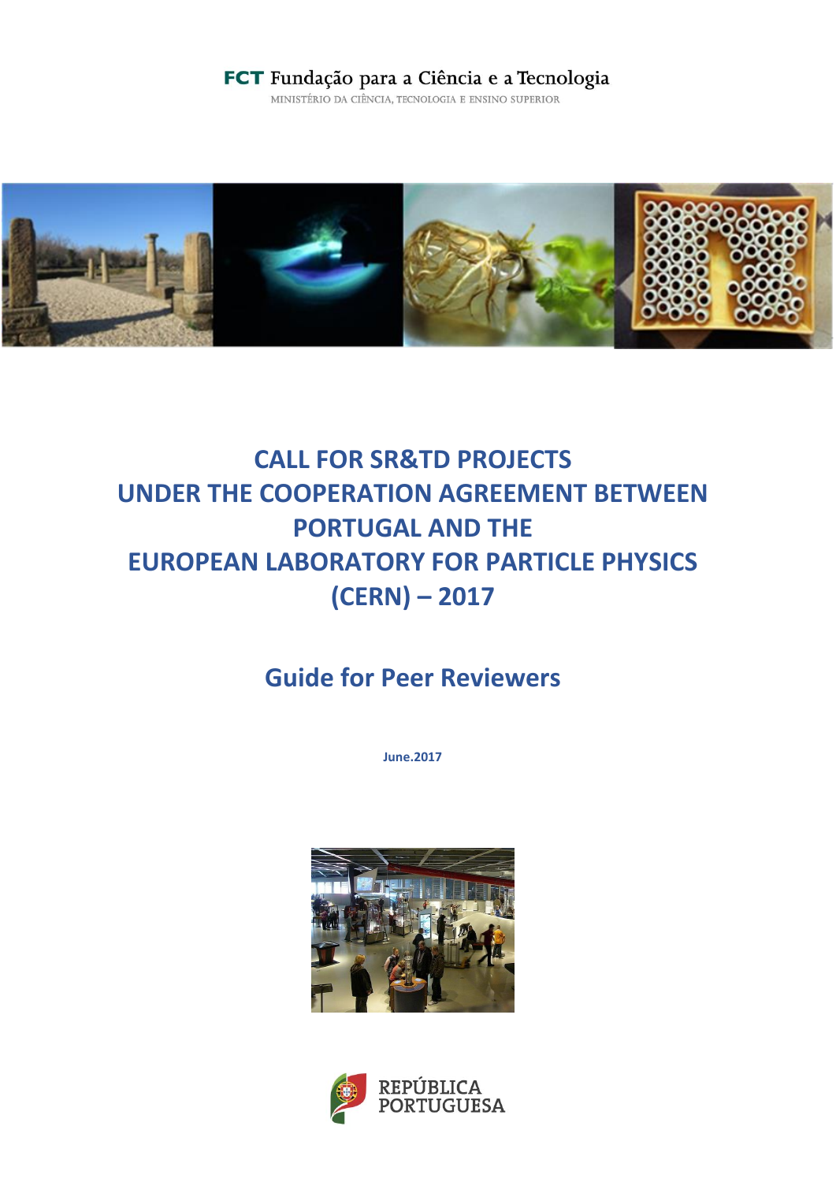FCT Fundação para a Ciência e a Tecnologia

MINISTÉRIO DA CIÊNCIA, TECNOLOGIA E ENSINO SUPERIOR

# CALL FOR SR&TD PROJECTS UNDER THE COOPERATION AGREEMENT BETWEEN PORTUGAL AND THE EUROPEAN LABORATORY FOR PARTICLE PHYSICS (CERN) – 2017

## Guide for Peer Reviewers

**June.2017**

REPÚBLICA PORTUGUESA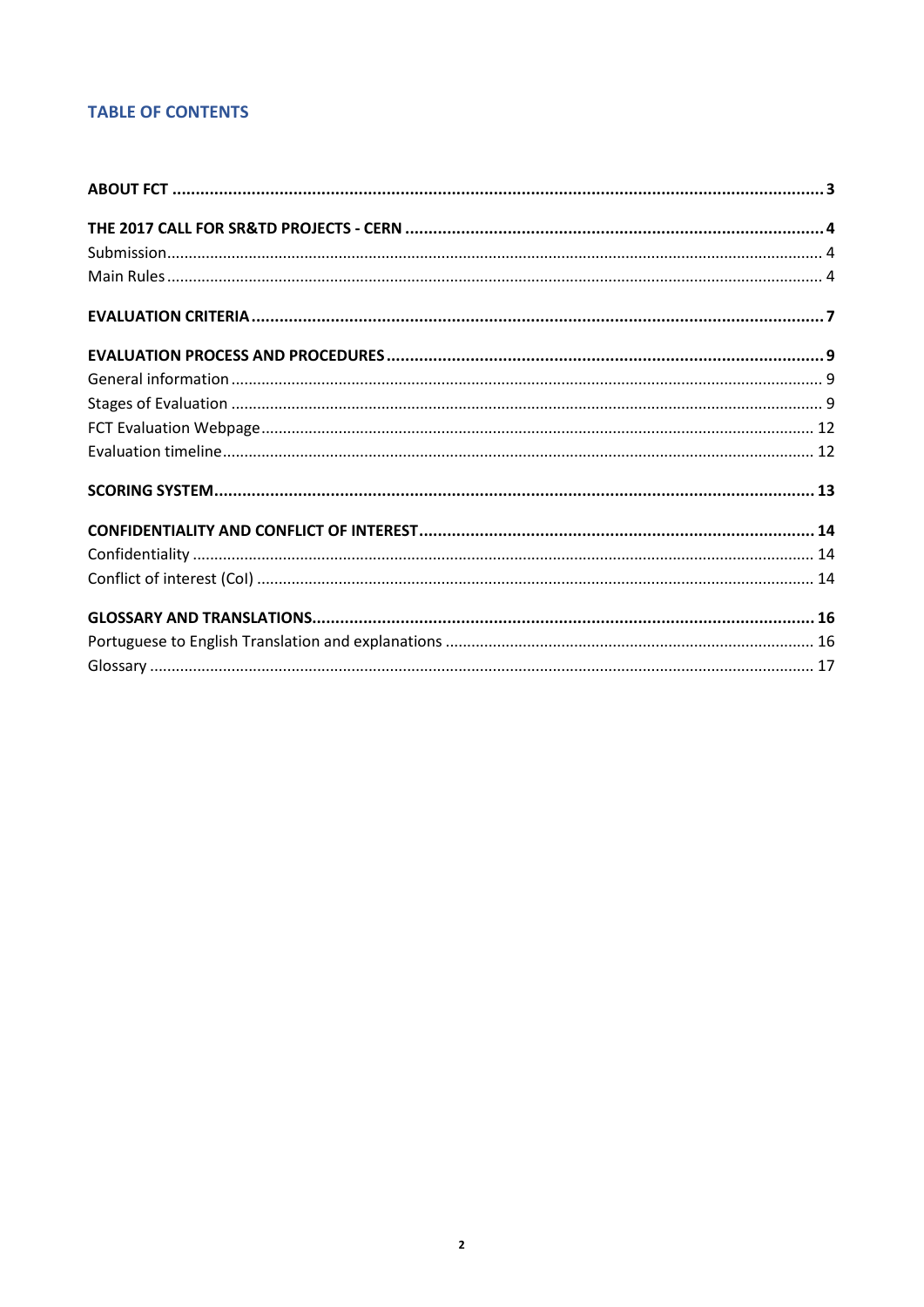## TABLE OF CONTENTS

**ABOUT FCT** .......... **3**

**THE 2017 CALL FOR SR&TD PROJECTS - CERN** .......... **4**

Submission .......... 4

Main Rules .......... 4

**EVALUATION CRITERIA** .......... **7**

**EVALUATION PROCESS AND PROCEDURES** .......... **9**

General information .......... 9

Stages of Evaluation .......... 9

FCT Evaluation Webpage .......... 12

Evaluation timeline .......... 12

**SCORING SYSTEM** .......... **13**

**CONFIDENTIALITY AND CONFLICT OF INTEREST** .......... **14**

Confidentiality .......... 14

Conflict of interest (CoI) .......... 14

**GLOSSARY AND TRANSLATIONS** .......... **16**

Portuguese to English Translation and explanations .......... 16

Glossary .......... 17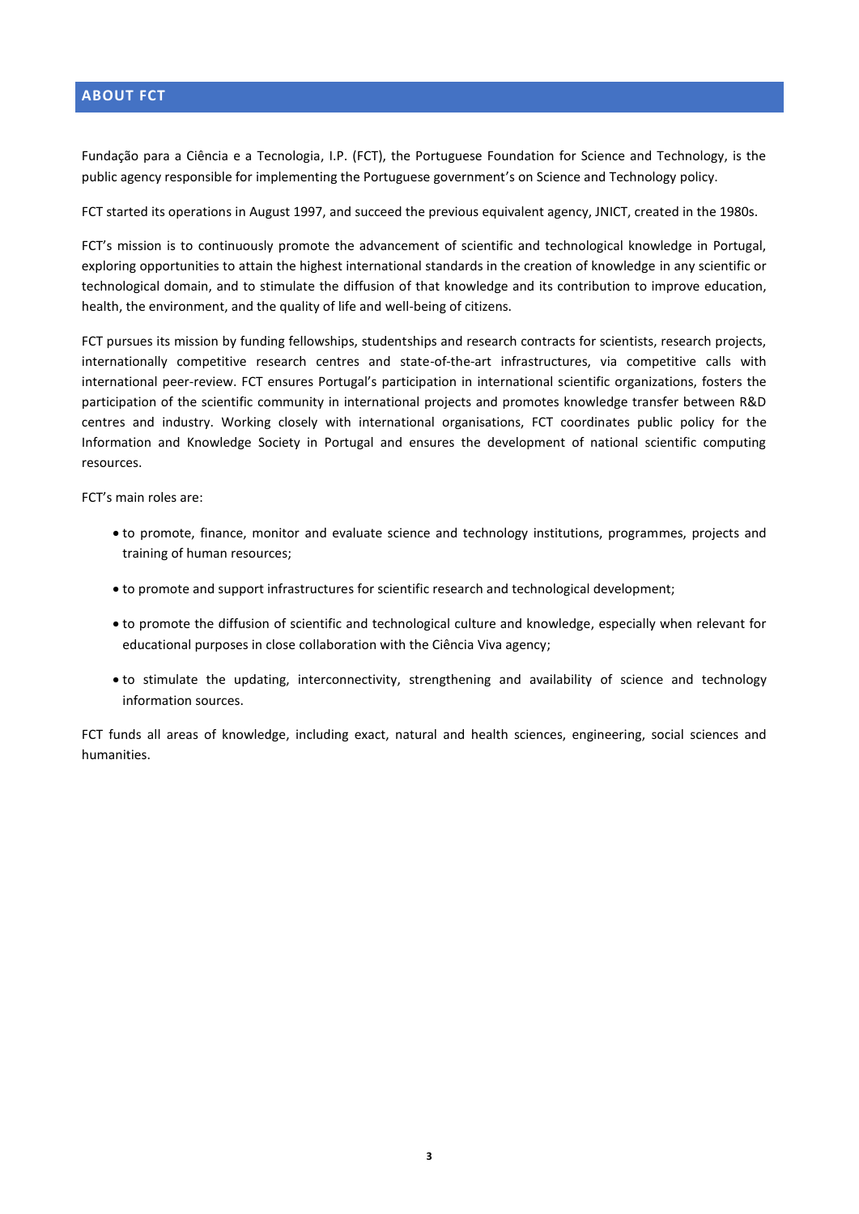## ABOUT FCT

Fundação para a Ciência e a Tecnologia, I.P. (FCT), the Portuguese Foundation for Science and Technology, is the public agency responsible for implementing the Portuguese government's on Science and Technology policy.

FCT started its operations in August 1997, and succeed the previous equivalent agency, JNICT, created in the 1980s.

FCT's mission is to continuously promote the advancement of scientific and technological knowledge in Portugal, exploring opportunities to attain the highest international standards in the creation of knowledge in any scientific or technological domain, and to stimulate the diffusion of that knowledge and its contribution to improve education, health, the environment, and the quality of life and well-being of citizens.

FCT pursues its mission by funding fellowships, studentships and research contracts for scientists, research projects, internationally competitive research centres and state-of-the-art infrastructures, via competitive calls with international peer-review. FCT ensures Portugal's participation in international scientific organizations, fosters the participation of the scientific community in international projects and promotes knowledge transfer between R&D centres and industry. Working closely with international organisations, FCT coordinates public policy for the Information and Knowledge Society in Portugal and ensures the development of national scientific computing resources.

FCT's main roles are:

- to promote, finance, monitor and evaluate science and technology institutions, programmes, projects and training of human resources;
- to promote and support infrastructures for scientific research and technological development;
- to promote the diffusion of scientific and technological culture and knowledge, especially when relevant for educational purposes in close collaboration with the Ciência Viva agency;
- to stimulate the updating, interconnectivity, strengthening and availability of science and technology information sources.

FCT funds all areas of knowledge, including exact, natural and health sciences, engineering, social sciences and humanities.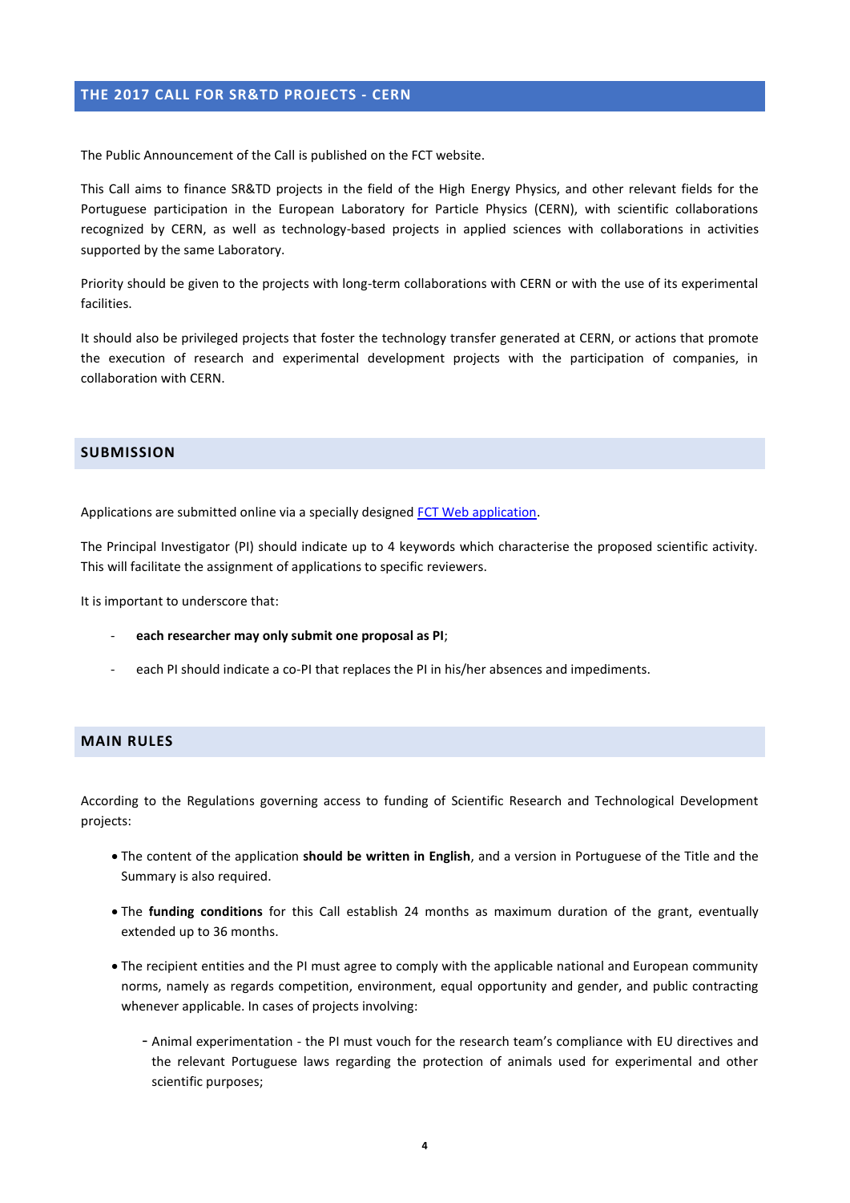## THE 2017 CALL FOR SR&TD PROJECTS - CERN

The Public Announcement of the Call is published on the FCT website.

This Call aims to finance SR&TD projects in the field of the High Energy Physics, and other relevant fields for the Portuguese participation in the European Laboratory for Particle Physics (CERN), with scientific collaborations recognized by CERN, as well as technology-based projects in applied sciences with collaborations in activities supported by the same Laboratory.

Priority should be given to the projects with long-term collaborations with CERN or with the use of its experimental facilities.

It should also be privileged projects that foster the technology transfer generated at CERN, or actions that promote the execution of research and experimental development projects with the participation of companies, in collaboration with CERN.

## SUBMISSION

Applications are submitted online via a specially designed FCT Web application.

The Principal Investigator (PI) should indicate up to 4 keywords which characterise the proposed scientific activity. This will facilitate the assignment of applications to specific reviewers.

It is important to underscore that:

- **each researcher may only submit one proposal as PI**;
- each PI should indicate a co-PI that replaces the PI in his/her absences and impediments.

## MAIN RULES

According to the Regulations governing access to funding of Scientific Research and Technological Development projects:

- The content of the application **should be written in English**, and a version in Portuguese of the Title and the Summary is also required.
- The **funding conditions** for this Call establish 24 months as maximum duration of the grant, eventually extended up to 36 months.
- The recipient entities and the PI must agree to comply with the applicable national and European community norms, namely as regards competition, environment, equal opportunity and gender, and public contracting whenever applicable. In cases of projects involving:
  - Animal experimentation - the PI must vouch for the research team's compliance with EU directives and the relevant Portuguese laws regarding the protection of animals used for experimental and other scientific purposes;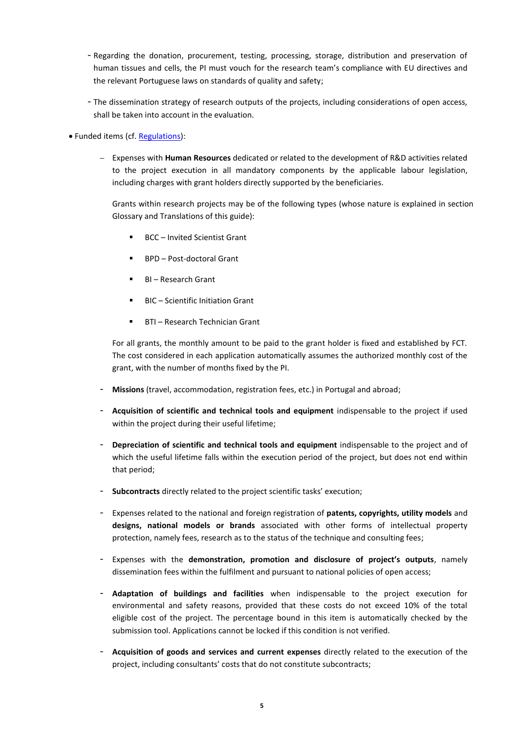- Regarding the donation, procurement, testing, processing, storage, distribution and preservation of human tissues and cells, the PI must vouch for the research team's compliance with EU directives and the relevant Portuguese laws on standards of quality and safety;
- The dissemination strategy of research outputs of the projects, including considerations of open access, shall be taken into account in the evaluation.

- Funded items (cf. [Regulations]):

  - Expenses with **Human Resources** dedicated or related to the development of R&D activities related to the project execution in all mandatory components by the applicable labour legislation, including charges with grant holders directly supported by the beneficiaries.

    Grants within research projects may be of the following types (whose nature is explained in section Glossary and Translations of this guide):

    - BCC – Invited Scientist Grant
    - BPD – Post-doctoral Grant
    - BI – Research Grant
    - BIC – Scientific Initiation Grant
    - BTI – Research Technician Grant

    For all grants, the monthly amount to be paid to the grant holder is fixed and established by FCT. The cost considered in each application automatically assumes the authorized monthly cost of the grant, with the number of months fixed by the PI.

  - **Missions** (travel, accommodation, registration fees, etc.) in Portugal and abroad;
  - **Acquisition of scientific and technical tools and equipment** indispensable to the project if used within the project during their useful lifetime;
  - **Depreciation of scientific and technical tools and equipment** indispensable to the project and of which the useful lifetime falls within the execution period of the project, but does not end within that period;
  - **Subcontracts** directly related to the project scientific tasks' execution;
  - Expenses related to the national and foreign registration of **patents, copyrights, utility models** and **designs, national models or brands** associated with other forms of intellectual property protection, namely fees, research as to the status of the technique and consulting fees;
  - Expenses with the **demonstration, promotion and disclosure of project's outputs**, namely dissemination fees within the fulfilment and pursuant to national policies of open access;
  - **Adaptation of buildings and facilities** when indispensable to the project execution for environmental and safety reasons, provided that these costs do not exceed 10% of the total eligible cost of the project. The percentage bound in this item is automatically checked by the submission tool. Applications cannot be locked if this condition is not verified.
  - **Acquisition of goods and services and current expenses** directly related to the execution of the project, including consultants' costs that do not constitute subcontracts;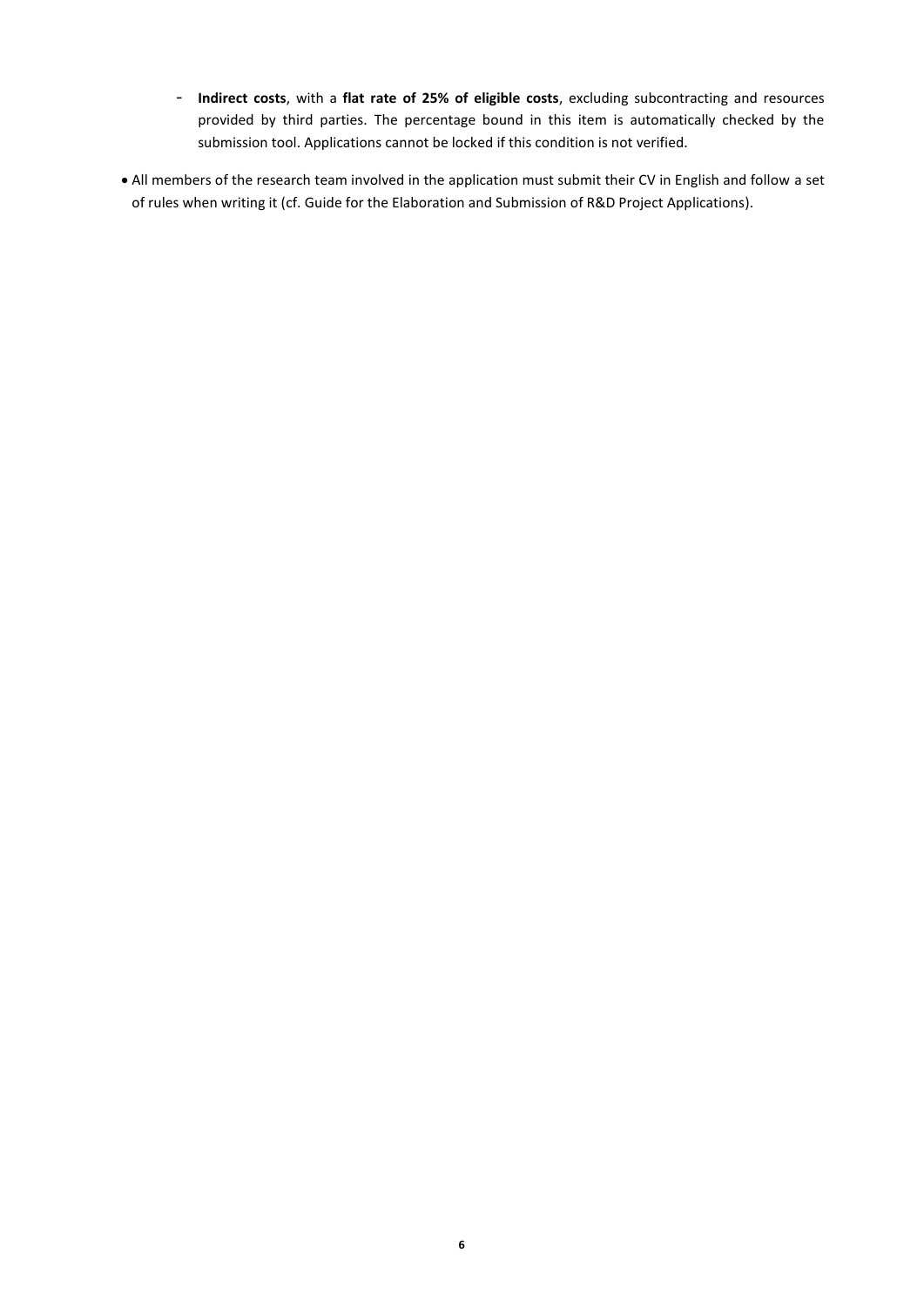- **Indirect costs**, with a **flat rate of 25% of eligible costs**, excluding subcontracting and resources provided by third parties. The percentage bound in this item is automatically checked by the submission tool. Applications cannot be locked if this condition is not verified.

- All members of the research team involved in the application must submit their CV in English and follow a set of rules when writing it (cf. Guide for the Elaboration and Submission of R&D Project Applications).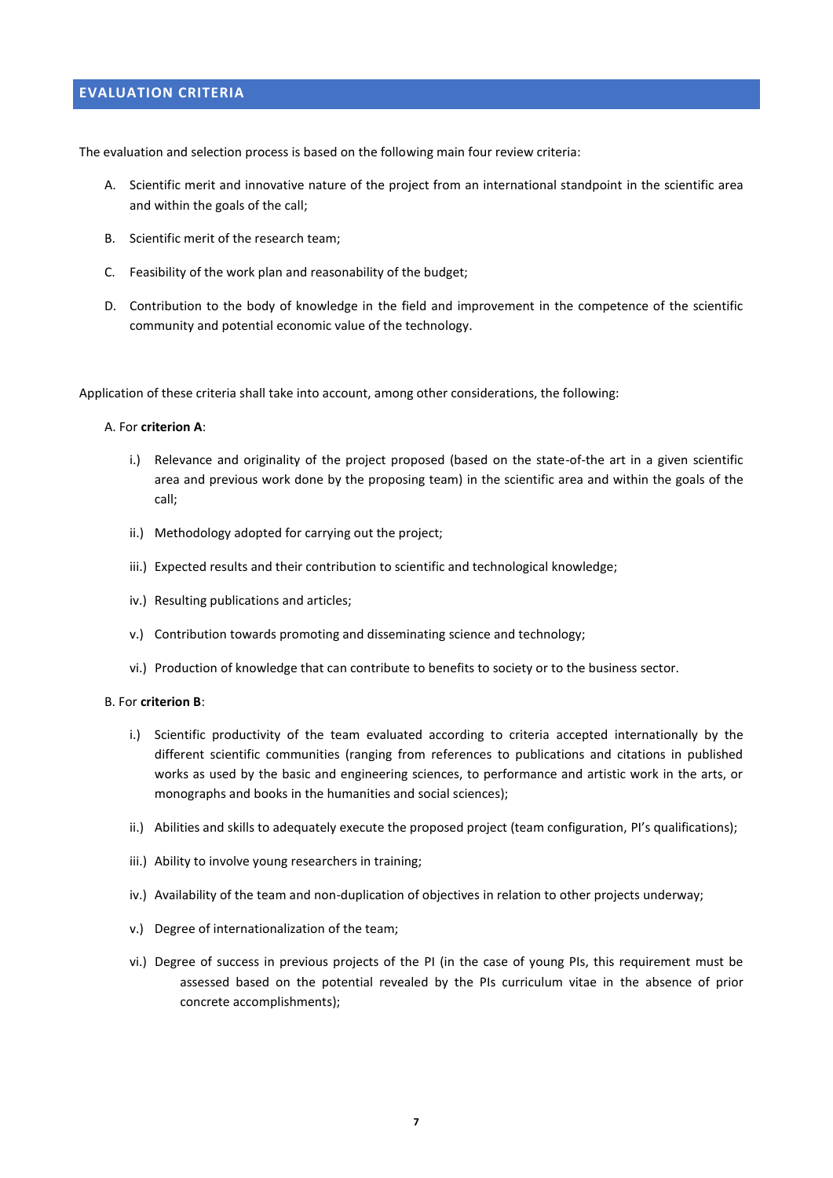## EVALUATION CRITERIA

The evaluation and selection process is based on the following main four review criteria:

A. Scientific merit and innovative nature of the project from an international standpoint in the scientific area and within the goals of the call;

B. Scientific merit of the research team;

C. Feasibility of the work plan and reasonability of the budget;

D. Contribution to the body of knowledge in the field and improvement in the competence of the scientific community and potential economic value of the technology.

Application of these criteria shall take into account, among other considerations, the following:

A. For **criterion A**:

i.) Relevance and originality of the project proposed (based on the state-of-the art in a given scientific area and previous work done by the proposing team) in the scientific area and within the goals of the call;

ii.) Methodology adopted for carrying out the project;

iii.) Expected results and their contribution to scientific and technological knowledge;

iv.) Resulting publications and articles;

v.) Contribution towards promoting and disseminating science and technology;

vi.) Production of knowledge that can contribute to benefits to society or to the business sector.

B. For **criterion B**:

i.) Scientific productivity of the team evaluated according to criteria accepted internationally by the different scientific communities (ranging from references to publications and citations in published works as used by the basic and engineering sciences, to performance and artistic work in the arts, or monographs and books in the humanities and social sciences);

ii.) Abilities and skills to adequately execute the proposed project (team configuration, PI's qualifications);

iii.) Ability to involve young researchers in training;

iv.) Availability of the team and non-duplication of objectives in relation to other projects underway;

v.) Degree of internationalization of the team;

vi.) Degree of success in previous projects of the PI (in the case of young PIs, this requirement must be assessed based on the potential revealed by the PIs curriculum vitae in the absence of prior concrete accomplishments);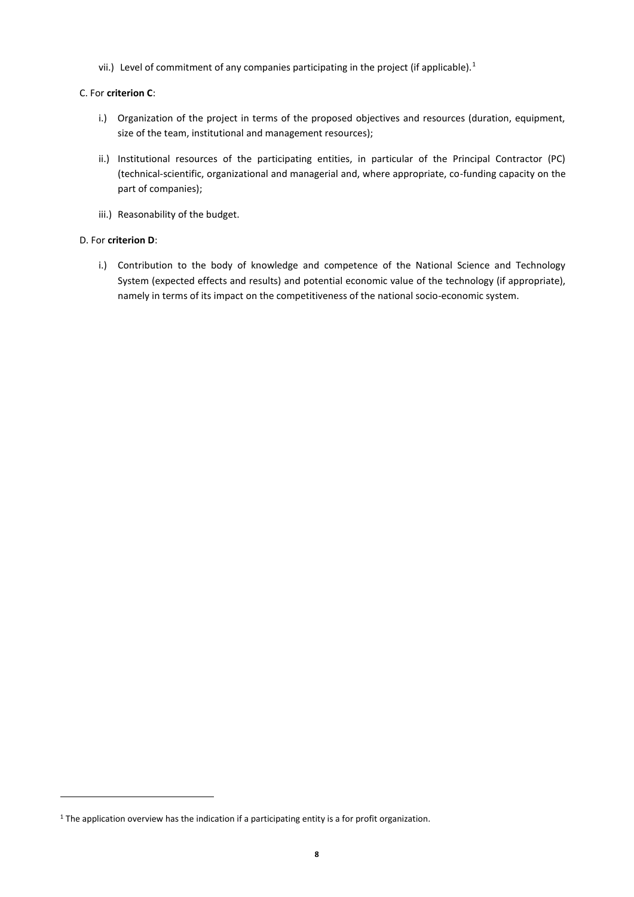vii.) Level of commitment of any companies participating in the project (if applicable).[1]

C. For **criterion C**:

i.) Organization of the project in terms of the proposed objectives and resources (duration, equipment, size of the team, institutional and management resources);

ii.) Institutional resources of the participating entities, in particular of the Principal Contractor (PC) (technical-scientific, organizational and managerial and, where appropriate, co-funding capacity on the part of companies);

iii.) Reasonability of the budget.

D. For **criterion D**:

i.) Contribution to the body of knowledge and competence of the National Science and Technology System (expected effects and results) and potential economic value of the technology (if appropriate), namely in terms of its impact on the competitiveness of the national socio-economic system.

---

[1] The application overview has the indication if a participating entity is a for profit organization.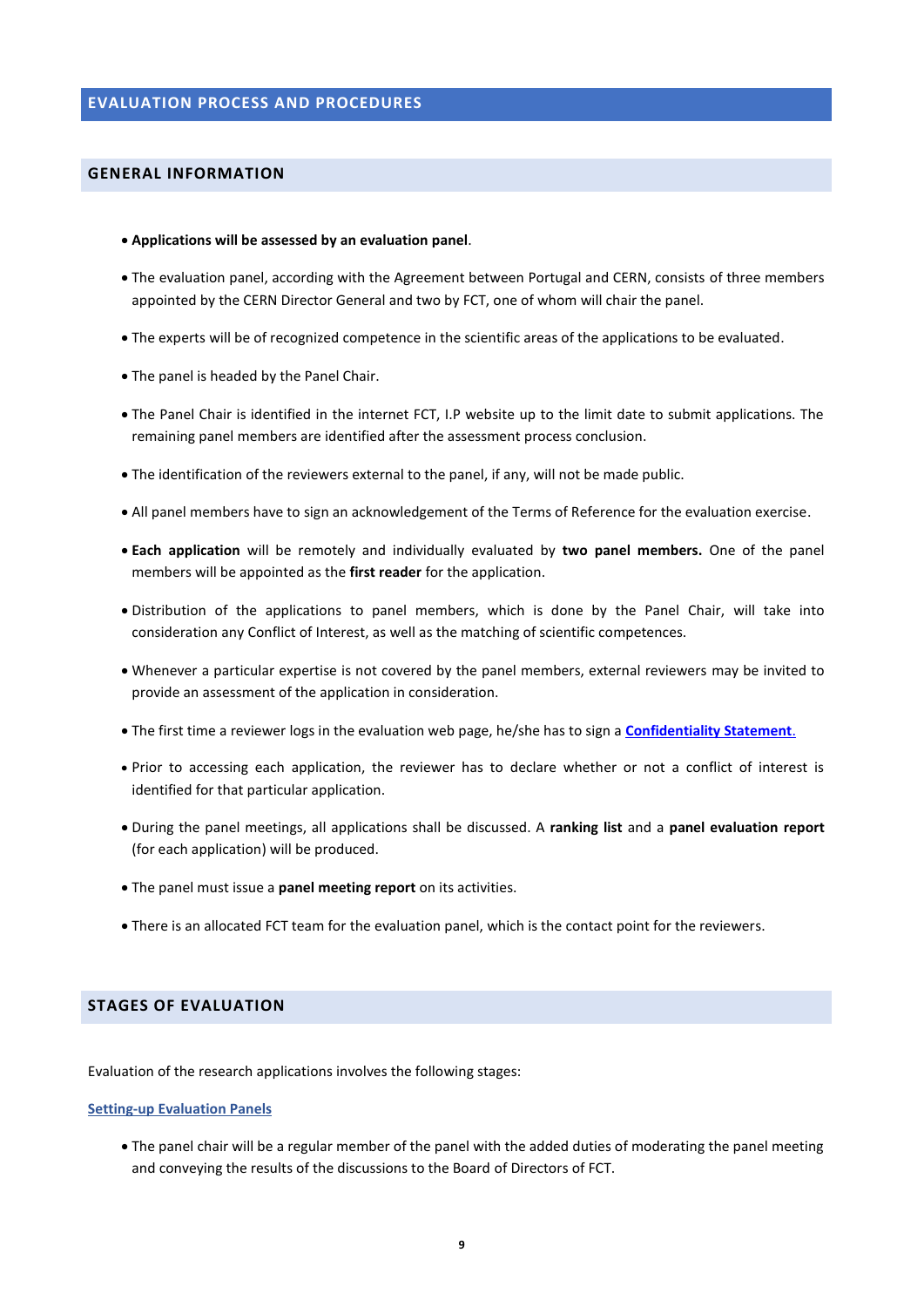## EVALUATION PROCESS AND PROCEDURES

### GENERAL INFORMATION

- **Applications will be assessed by an evaluation panel**.
- The evaluation panel, according with the Agreement between Portugal and CERN, consists of three members appointed by the CERN Director General and two by FCT, one of whom will chair the panel.
- The experts will be of recognized competence in the scientific areas of the applications to be evaluated.
- The panel is headed by the Panel Chair.
- The Panel Chair is identified in the internet FCT, I.P website up to the limit date to submit applications. The remaining panel members are identified after the assessment process conclusion.
- The identification of the reviewers external to the panel, if any, will not be made public.
- All panel members have to sign an acknowledgement of the Terms of Reference for the evaluation exercise.
- **Each application** will be remotely and individually evaluated by **two panel members.** One of the panel members will be appointed as the **first reader** for the application.
- Distribution of the applications to panel members, which is done by the Panel Chair, will take into consideration any Conflict of Interest, as well as the matching of scientific competences.
- Whenever a particular expertise is not covered by the panel members, external reviewers may be invited to provide an assessment of the application in consideration.
- The first time a reviewer logs in the evaluation web page, he/she has to sign a **Confidentiality Statement**.
- Prior to accessing each application, the reviewer has to declare whether or not a conflict of interest is identified for that particular application.
- During the panel meetings, all applications shall be discussed. A **ranking list** and a **panel evaluation report** (for each application) will be produced.
- The panel must issue a **panel meeting report** on its activities.
- There is an allocated FCT team for the evaluation panel, which is the contact point for the reviewers.

### STAGES OF EVALUATION

Evaluation of the research applications involves the following stages:

#### Setting-up Evaluation Panels

- The panel chair will be a regular member of the panel with the added duties of moderating the panel meeting and conveying the results of the discussions to the Board of Directors of FCT.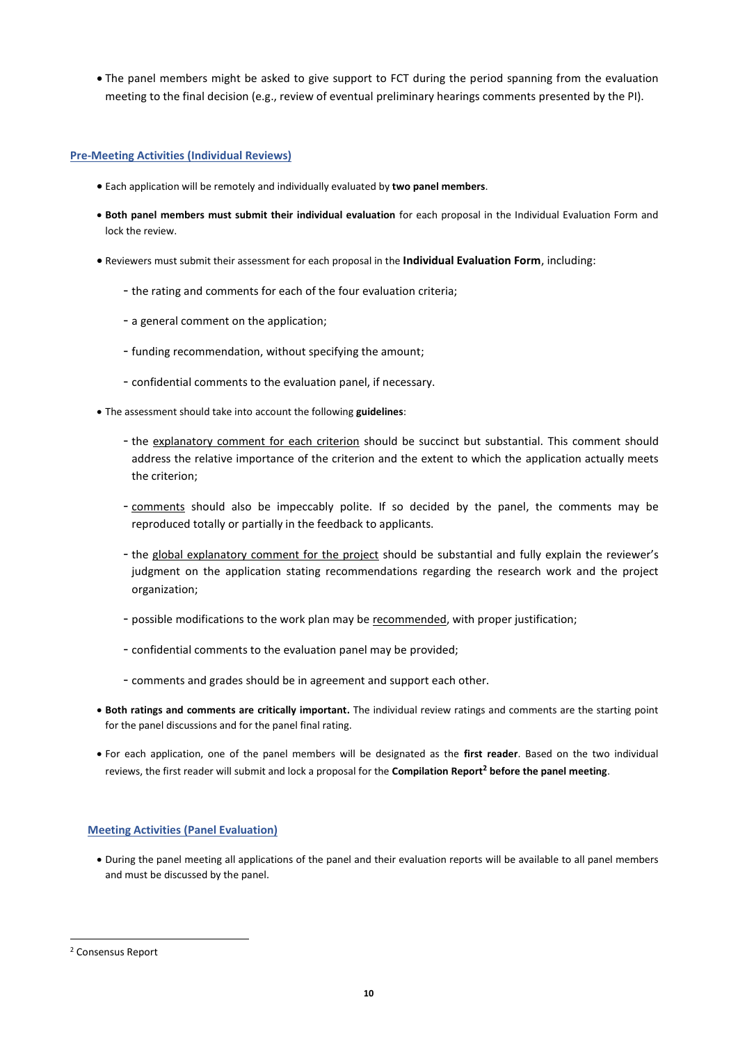- The panel members might be asked to give support to FCT during the period spanning from the evaluation meeting to the final decision (e.g., review of eventual preliminary hearings comments presented by the PI).

## Pre-Meeting Activities (Individual Reviews)

- Each application will be remotely and individually evaluated by **two panel members**.
- **Both panel members must submit their individual evaluation** for each proposal in the Individual Evaluation Form and lock the review.
- Reviewers must submit their assessment for each proposal in the **Individual Evaluation Form**, including:
  - the rating and comments for each of the four evaluation criteria;
  - a general comment on the application;
  - funding recommendation, without specifying the amount;
  - confidential comments to the evaluation panel, if necessary.
- The assessment should take into account the following **guidelines**:
  - the explanatory comment for each criterion should be succinct but substantial. This comment should address the relative importance of the criterion and the extent to which the application actually meets the criterion;
  - comments should also be impeccably polite. If so decided by the panel, the comments may be reproduced totally or partially in the feedback to applicants.
  - the global explanatory comment for the project should be substantial and fully explain the reviewer's judgment on the application stating recommendations regarding the research work and the project organization;
  - possible modifications to the work plan may be recommended, with proper justification;
  - confidential comments to the evaluation panel may be provided;
  - comments and grades should be in agreement and support each other.
- **Both ratings and comments are critically important.** The individual review ratings and comments are the starting point for the panel discussions and for the panel final rating.
- For each application, one of the panel members will be designated as the **first reader**. Based on the two individual reviews, the first reader will submit and lock a proposal for the **Compilation Report[2] before the panel meeting**.

## Meeting Activities (Panel Evaluation)

- During the panel meeting all applications of the panel and their evaluation reports will be available to all panel members and must be discussed by the panel.

[2] Consensus Report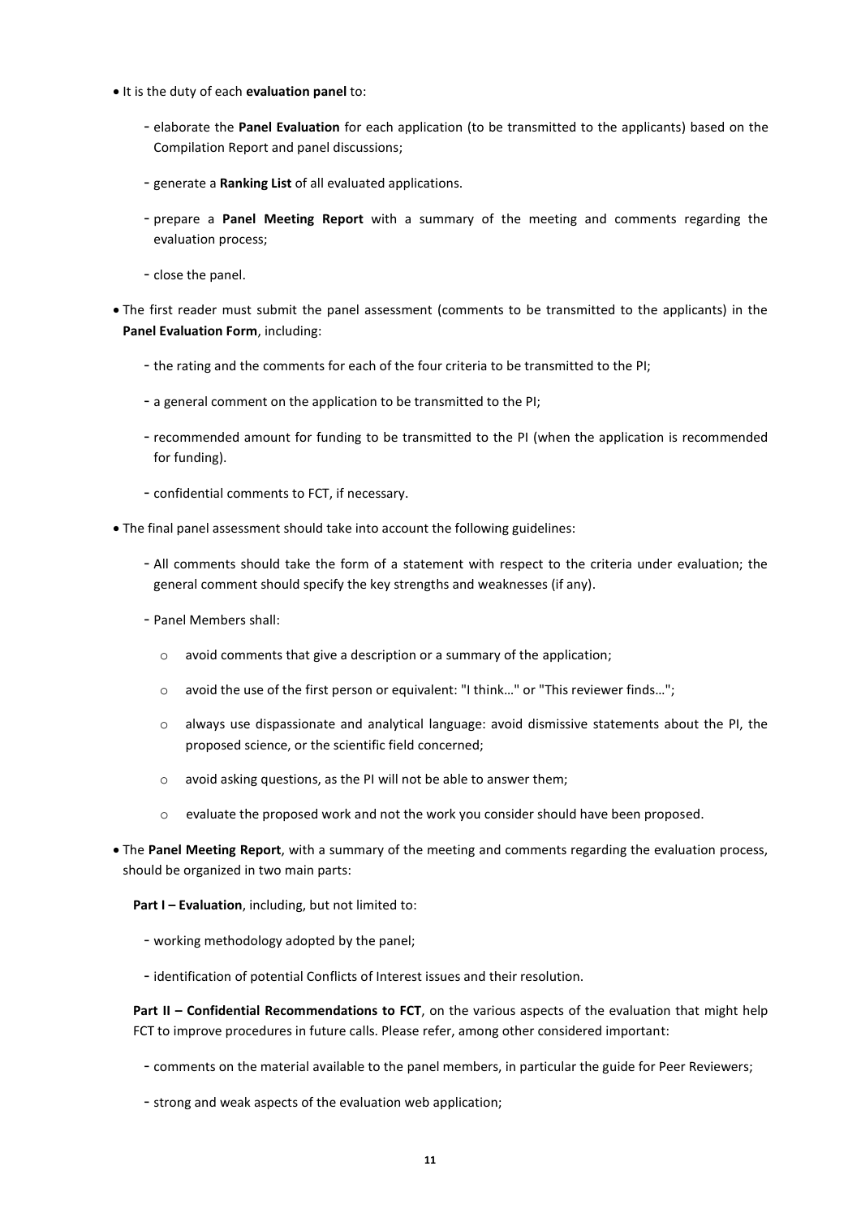- It is the duty of each **evaluation panel** to:
  - elaborate the **Panel Evaluation** for each application (to be transmitted to the applicants) based on the Compilation Report and panel discussions;
  - generate a **Ranking List** of all evaluated applications.
  - prepare a **Panel Meeting Report** with a summary of the meeting and comments regarding the evaluation process;
  - close the panel.
- The first reader must submit the panel assessment (comments to be transmitted to the applicants) in the **Panel Evaluation Form**, including:
  - the rating and the comments for each of the four criteria to be transmitted to the PI;
  - a general comment on the application to be transmitted to the PI;
  - recommended amount for funding to be transmitted to the PI (when the application is recommended for funding).
  - confidential comments to FCT, if necessary.
- The final panel assessment should take into account the following guidelines:
  - All comments should take the form of a statement with respect to the criteria under evaluation; the general comment should specify the key strengths and weaknesses (if any).
  - Panel Members shall:
    - avoid comments that give a description or a summary of the application;
    - avoid the use of the first person or equivalent: "I think…" or "This reviewer finds…";
    - always use dispassionate and analytical language: avoid dismissive statements about the PI, the proposed science, or the scientific field concerned;
    - avoid asking questions, as the PI will not be able to answer them;
    - evaluate the proposed work and not the work you consider should have been proposed.
- The **Panel Meeting Report**, with a summary of the meeting and comments regarding the evaluation process, should be organized in two main parts:

  **Part I – Evaluation**, including, but not limited to:
  - working methodology adopted by the panel;
  - identification of potential Conflicts of Interest issues and their resolution.

  **Part II – Confidential Recommendations to FCT**, on the various aspects of the evaluation that might help FCT to improve procedures in future calls. Please refer, among other considered important:
  - comments on the material available to the panel members, in particular the guide for Peer Reviewers;
  - strong and weak aspects of the evaluation web application;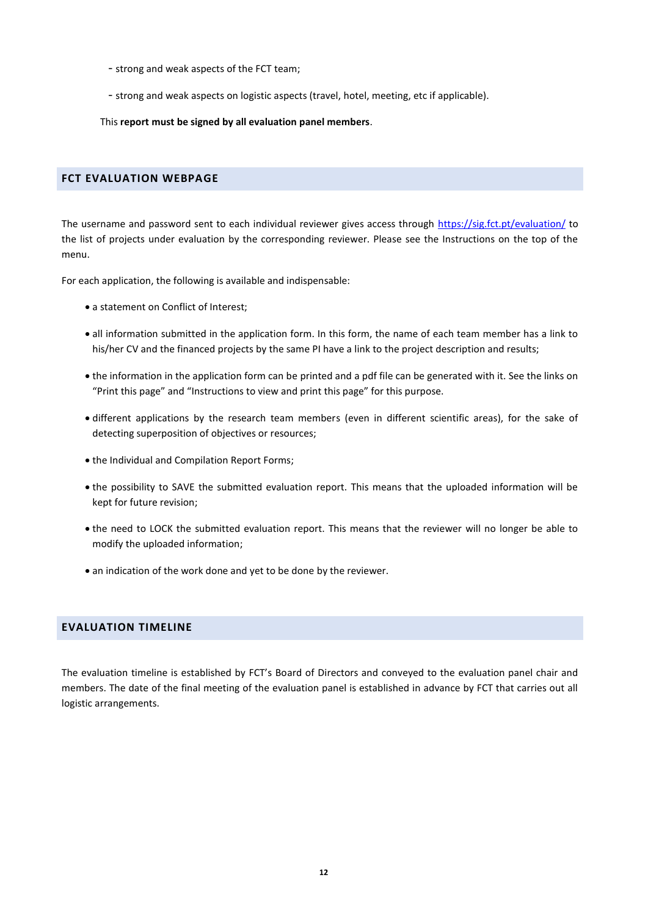- strong and weak aspects of the FCT team;
- strong and weak aspects on logistic aspects (travel, hotel, meeting, etc if applicable).

This **report must be signed by all evaluation panel members**.

## FCT EVALUATION WEBPAGE

The username and password sent to each individual reviewer gives access through https://sig.fct.pt/evaluation/ to the list of projects under evaluation by the corresponding reviewer. Please see the Instructions on the top of the menu.

For each application, the following is available and indispensable:

- a statement on Conflict of Interest;
- all information submitted in the application form. In this form, the name of each team member has a link to his/her CV and the financed projects by the same PI have a link to the project description and results;
- the information in the application form can be printed and a pdf file can be generated with it. See the links on "Print this page" and "Instructions to view and print this page" for this purpose.
- different applications by the research team members (even in different scientific areas), for the sake of detecting superposition of objectives or resources;
- the Individual and Compilation Report Forms;
- the possibility to SAVE the submitted evaluation report. This means that the uploaded information will be kept for future revision;
- the need to LOCK the submitted evaluation report. This means that the reviewer will no longer be able to modify the uploaded information;
- an indication of the work done and yet to be done by the reviewer.

## EVALUATION TIMELINE

The evaluation timeline is established by FCT's Board of Directors and conveyed to the evaluation panel chair and members. The date of the final meeting of the evaluation panel is established in advance by FCT that carries out all logistic arrangements.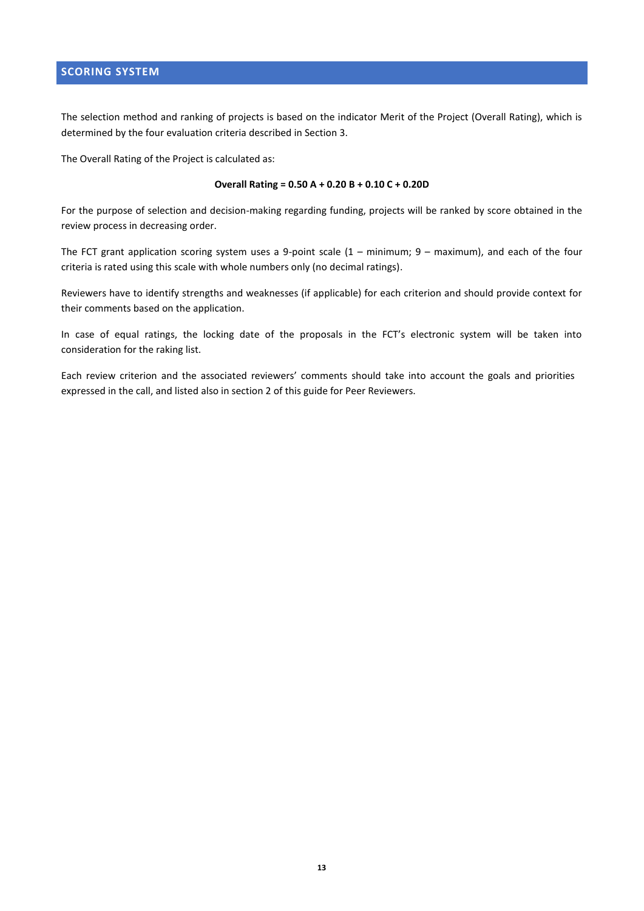## SCORING SYSTEM

The selection method and ranking of projects is based on the indicator Merit of the Project (Overall Rating), which is determined by the four evaluation criteria described in Section 3.

The Overall Rating of the Project is calculated as:

**Overall Rating = 0.50 A + 0.20 B + 0.10 C + 0.20D**

For the purpose of selection and decision-making regarding funding, projects will be ranked by score obtained in the review process in decreasing order.

The FCT grant application scoring system uses a 9-point scale (1 – minimum; 9 – maximum), and each of the four criteria is rated using this scale with whole numbers only (no decimal ratings).

Reviewers have to identify strengths and weaknesses (if applicable) for each criterion and should provide context for their comments based on the application.

In case of equal ratings, the locking date of the proposals in the FCT's electronic system will be taken into consideration for the raking list.

Each review criterion and the associated reviewers' comments should take into account the goals and priorities expressed in the call, and listed also in section 2 of this guide for Peer Reviewers.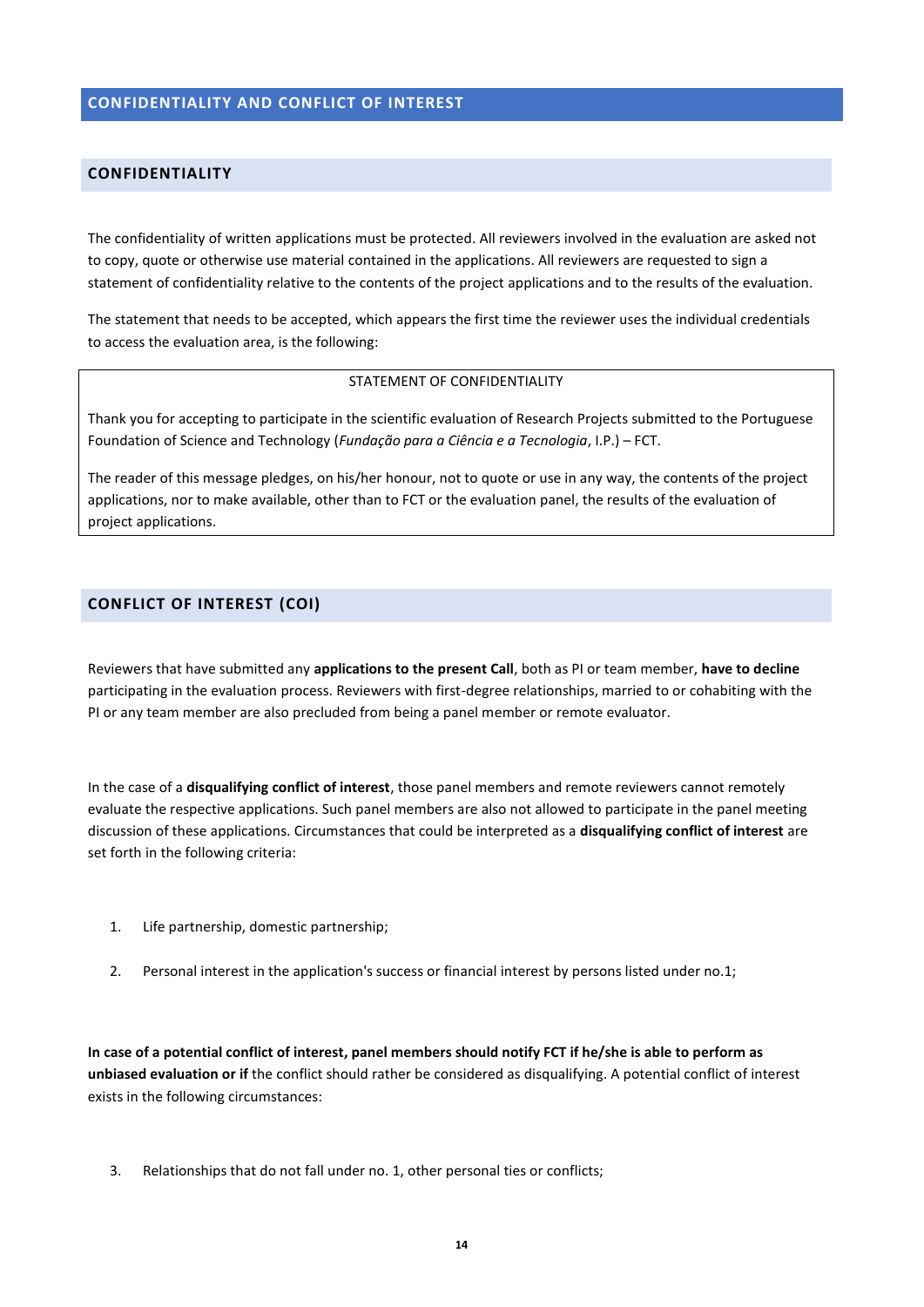## CONFIDENTIALITY AND CONFLICT OF INTEREST

### CONFIDENTIALITY

The confidentiality of written applications must be protected. All reviewers involved in the evaluation are asked not to copy, quote or otherwise use material contained in the applications. All reviewers are requested to sign a statement of confidentiality relative to the contents of the project applications and to the results of the evaluation.

The statement that needs to be accepted, which appears the first time the reviewer uses the individual credentials to access the evaluation area, is the following:

> STATEMENT OF CONFIDENTIALITY
>
> Thank you for accepting to participate in the scientific evaluation of Research Projects submitted to the Portuguese Foundation of Science and Technology (*Fundação para a Ciência e a Tecnologia*, I.P.) – FCT.
>
> The reader of this message pledges, on his/her honour, not to quote or use in any way, the contents of the project applications, nor to make available, other than to FCT or the evaluation panel, the results of the evaluation of project applications.

### CONFLICT OF INTEREST (COI)

Reviewers that have submitted any **applications to the present Call**, both as PI or team member, **have to decline** participating in the evaluation process. Reviewers with first-degree relationships, married to or cohabiting with the PI or any team member are also precluded from being a panel member or remote evaluator.

In the case of a **disqualifying conflict of interest**, those panel members and remote reviewers cannot remotely evaluate the respective applications. Such panel members are also not allowed to participate in the panel meeting discussion of these applications. Circumstances that could be interpreted as a **disqualifying conflict of interest** are set forth in the following criteria:

1. Life partnership, domestic partnership;
2. Personal interest in the application's success or financial interest by persons listed under no.1;

**In case of a potential conflict of interest, panel members should notify FCT if he/she is able to perform as unbiased evaluation or if** the conflict should rather be considered as disqualifying. A potential conflict of interest exists in the following circumstances:

3. Relationships that do not fall under no. 1, other personal ties or conflicts;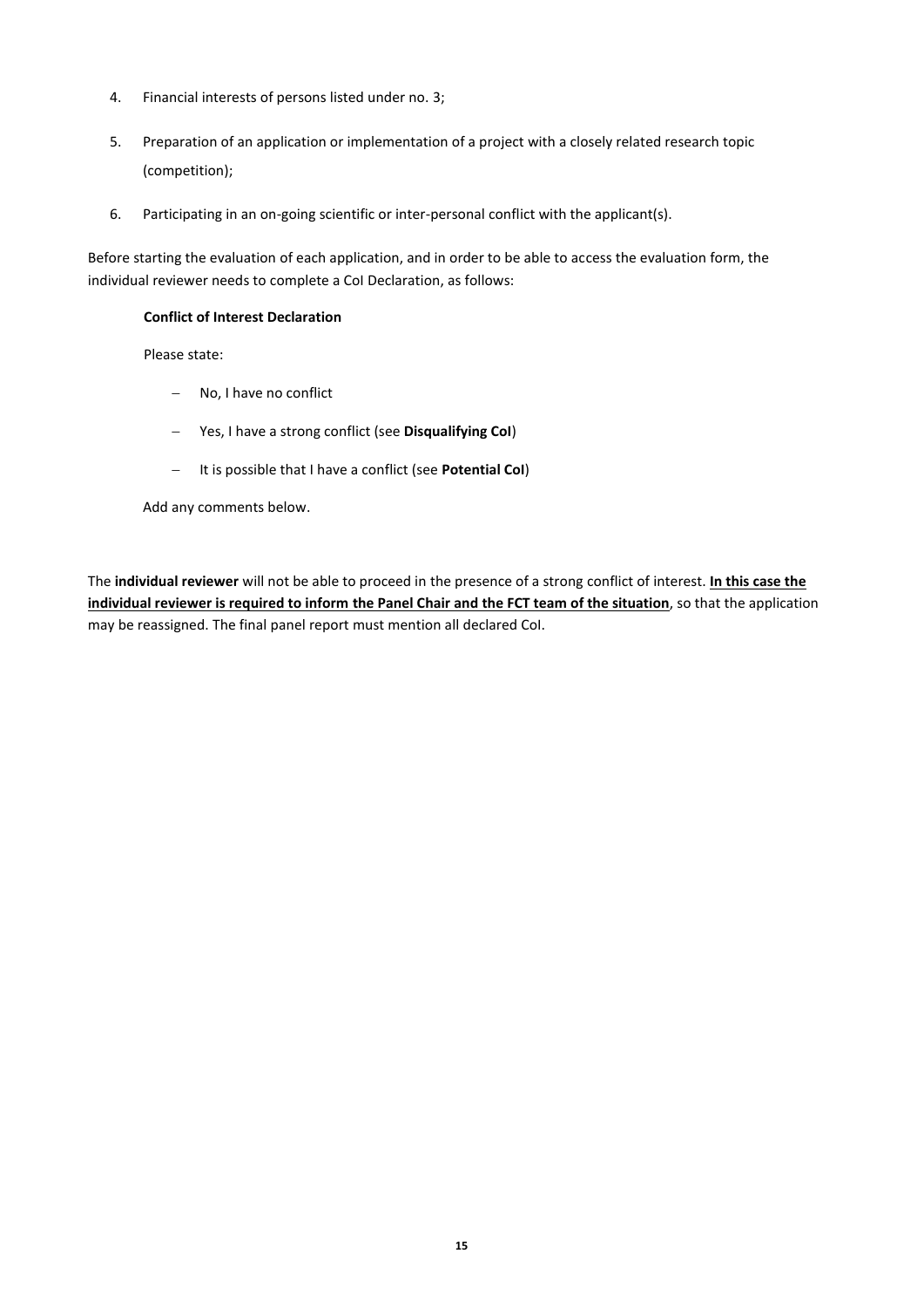4. Financial interests of persons listed under no. 3;
5. Preparation of an application or implementation of a project with a closely related research topic (competition);
6. Participating in an on-going scientific or inter-personal conflict with the applicant(s).

Before starting the evaluation of each application, and in order to be able to access the evaluation form, the individual reviewer needs to complete a CoI Declaration, as follows:

**Conflict of Interest Declaration**

Please state:

- No, I have no conflict
- Yes, I have a strong conflict (see **Disqualifying CoI**)
- It is possible that I have a conflict (see **Potential CoI**)

Add any comments below.

The **individual reviewer** will not be able to proceed in the presence of a strong conflict of interest. **In this case the individual reviewer is required to inform the Panel Chair and the FCT team of the situation**, so that the application may be reassigned. The final panel report must mention all declared CoI.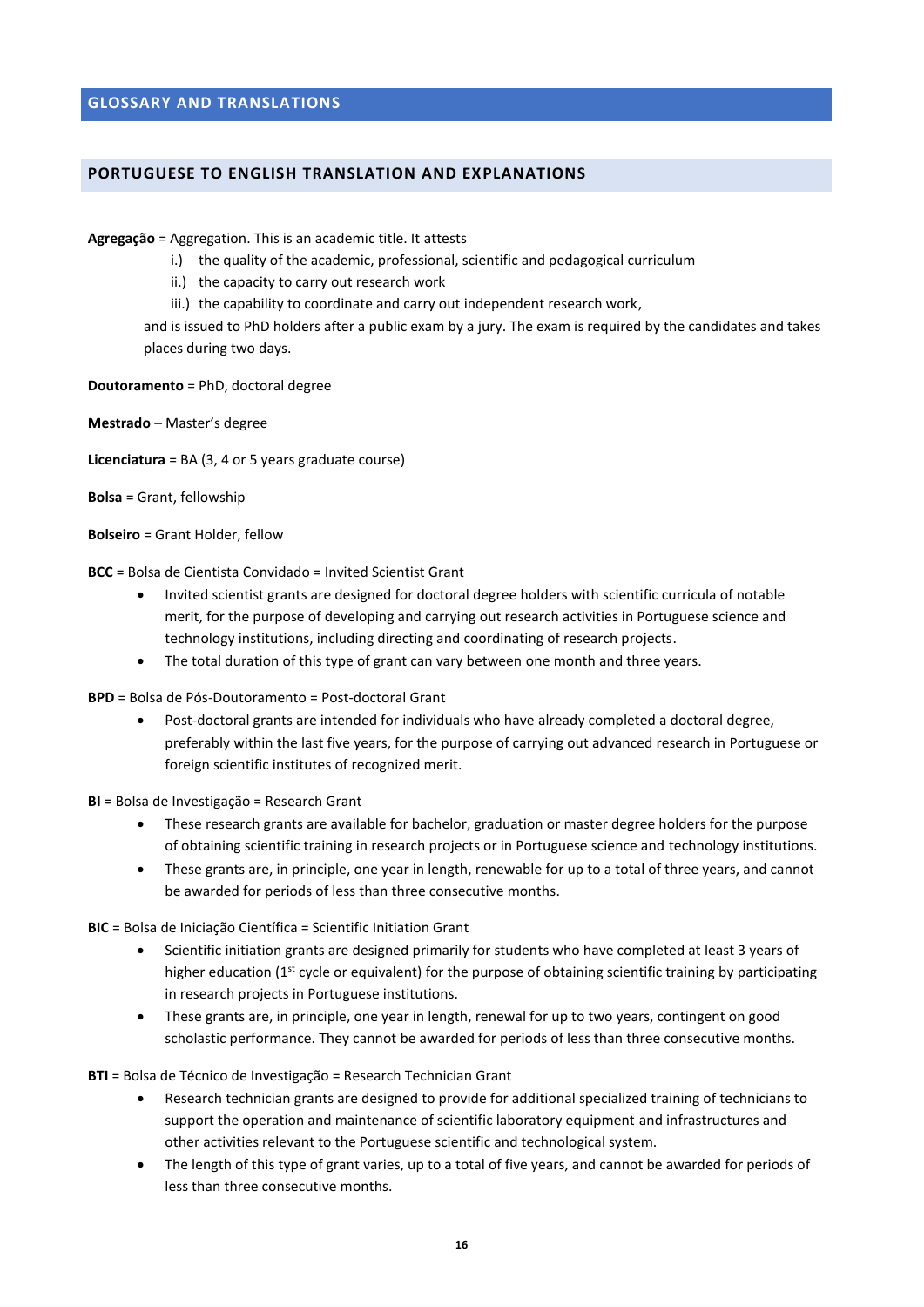## GLOSSARY AND TRANSLATIONS

### PORTUGUESE TO ENGLISH TRANSLATION AND EXPLANATIONS

**Agregação** = Aggregation. This is an academic title. It attests

i.) the quality of the academic, professional, scientific and pedagogical curriculum
ii.) the capacity to carry out research work
iii.) the capability to coordinate and carry out independent research work,

and is issued to PhD holders after a public exam by a jury. The exam is required by the candidates and takes places during two days.

**Doutoramento** = PhD, doctoral degree

**Mestrado** – Master's degree

**Licenciatura** = BA (3, 4 or 5 years graduate course)

**Bolsa** = Grant, fellowship

**Bolseiro** = Grant Holder, fellow

**BCC** = Bolsa de Cientista Convidado = Invited Scientist Grant

- Invited scientist grants are designed for doctoral degree holders with scientific curricula of notable merit, for the purpose of developing and carrying out research activities in Portuguese science and technology institutions, including directing and coordinating of research projects.
- The total duration of this type of grant can vary between one month and three years.

**BPD** = Bolsa de Pós-Doutoramento = Post-doctoral Grant

- Post-doctoral grants are intended for individuals who have already completed a doctoral degree, preferably within the last five years, for the purpose of carrying out advanced research in Portuguese or foreign scientific institutes of recognized merit.

**BI** = Bolsa de Investigação = Research Grant

- These research grants are available for bachelor, graduation or master degree holders for the purpose of obtaining scientific training in research projects or in Portuguese science and technology institutions.
- These grants are, in principle, one year in length, renewable for up to a total of three years, and cannot be awarded for periods of less than three consecutive months.

**BIC** = Bolsa de Iniciação Científica = Scientific Initiation Grant

- Scientific initiation grants are designed primarily for students who have completed at least 3 years of higher education (1st cycle or equivalent) for the purpose of obtaining scientific training by participating in research projects in Portuguese institutions.
- These grants are, in principle, one year in length, renewal for up to two years, contingent on good scholastic performance. They cannot be awarded for periods of less than three consecutive months.

**BTI** = Bolsa de Técnico de Investigação = Research Technician Grant

- Research technician grants are designed to provide for additional specialized training of technicians to support the operation and maintenance of scientific laboratory equipment and infrastructures and other activities relevant to the Portuguese scientific and technological system.
- The length of this type of grant varies, up to a total of five years, and cannot be awarded for periods of less than three consecutive months.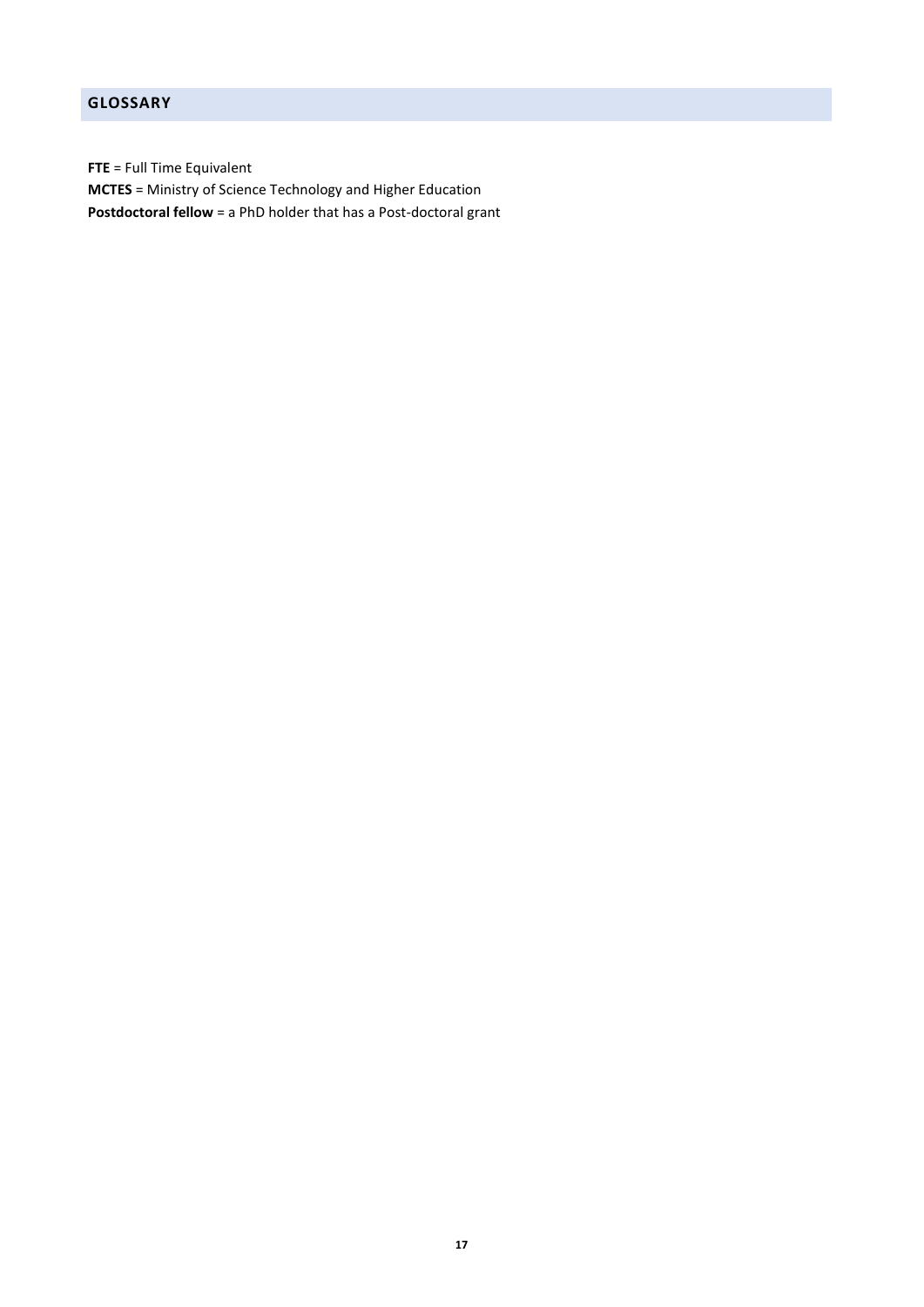## GLOSSARY

**FTE** = Full Time Equivalent
**MCTES** = Ministry of Science Technology and Higher Education
**Postdoctoral fellow** = a PhD holder that has a Post-doctoral grant